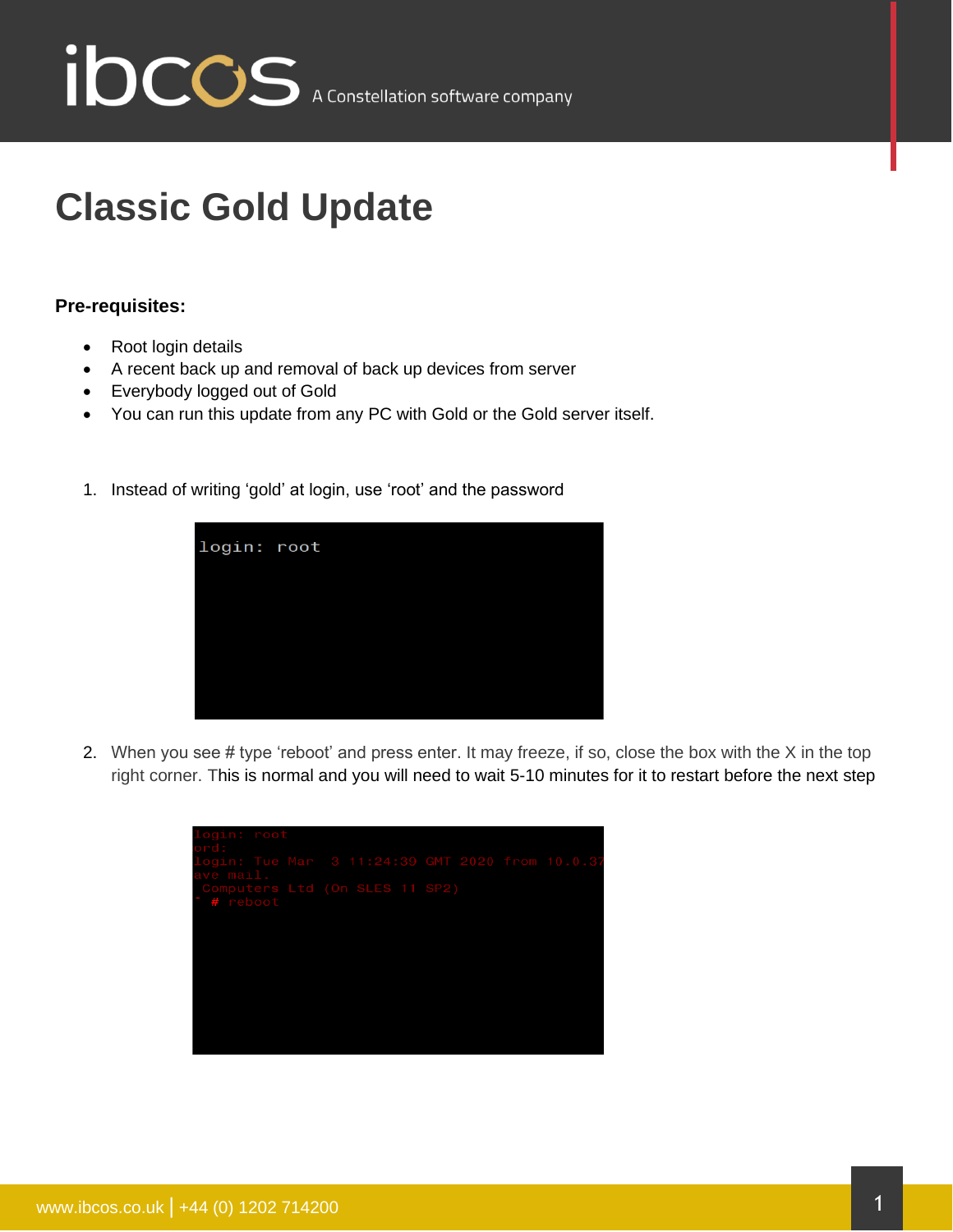# Classic Gold Update

**Pre-requisites:**

- Root login details
- A recent back up and removal of back up devices from server
- Everybody logged out of Gold
- You can run this update from any PC with Gold or the Gold server itself.

1. Instead of writing 'gold' at login, use 'root' and the password

```
login: root
```

2. When you see # type 'reboot' and press enter. It may freeze, if so, close the box with the X in the top right corner. This is normal and you will need to wait 5-10 minutes for it to restart before the next step

```
login: root
ord:
login: Tue Mar  3 11:24:39 GMT 2020 from 10.0.37
ave mail.
 Computers Ltd (On SLES 11 SP2)
~ # reboot
```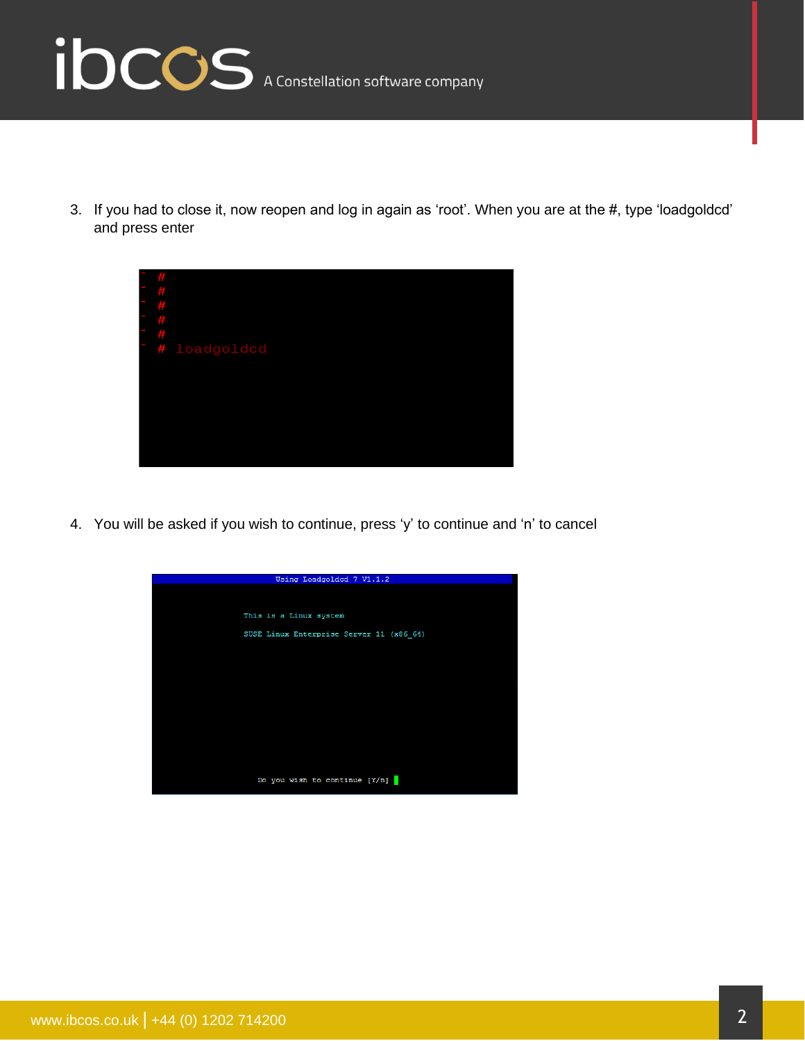3. If you had to close it, now reopen and log in again as ‘root’. When you are at the #, type ‘loadgoldcd’ and press enter

```
~ #
~ #
~ #
~ #
~ #
~ # loadgoldcd
```

4. You will be asked if you wish to continue, press ‘y’ to continue and ‘n’ to cancel

```
Using Loadgoldcd 7 V1.1.2

This is a Linux system

SUSE Linux Enterprise Server 11 (x86_64)

Do you wish to continue [Y/n]
```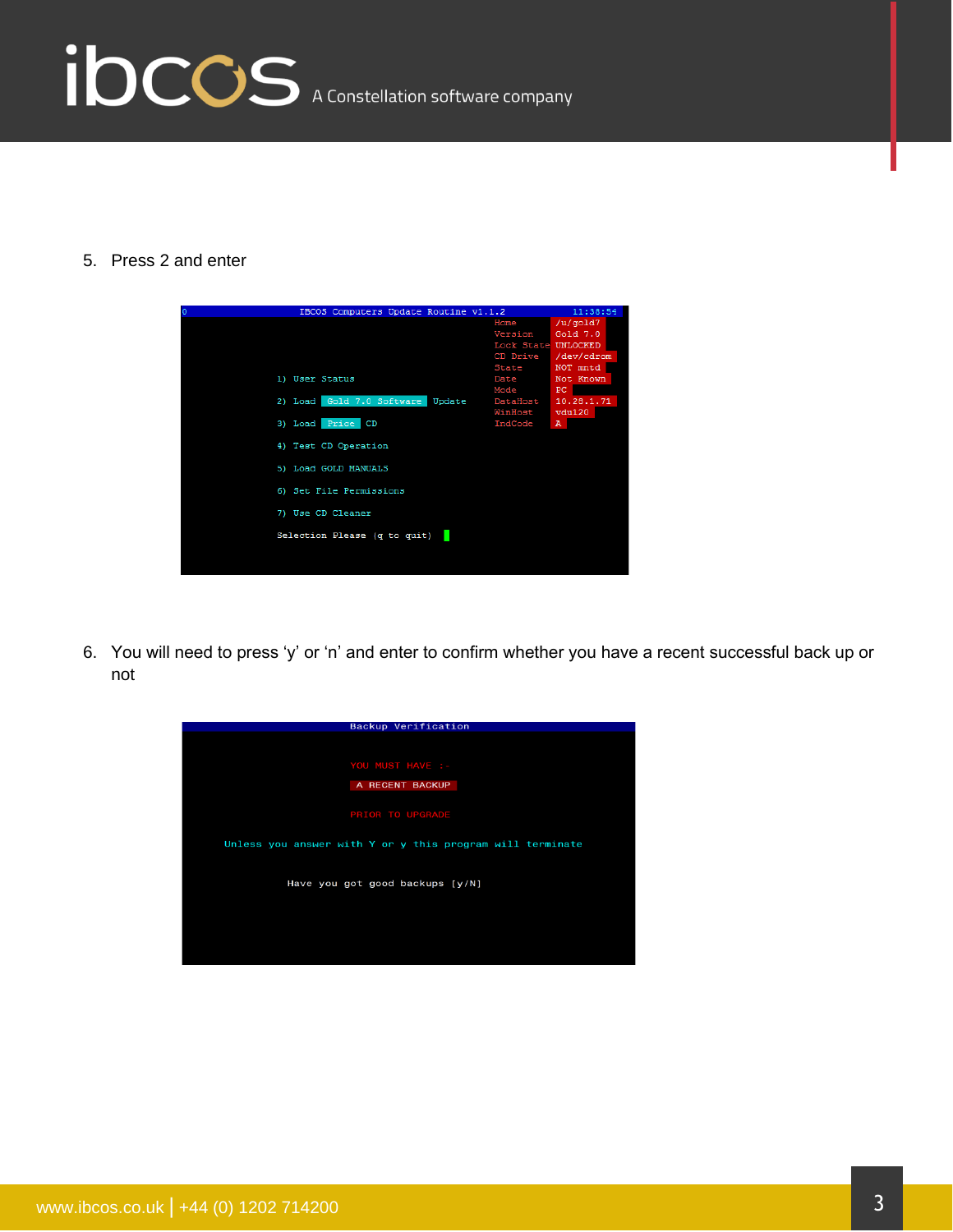5. Press 2 and enter

6. You will need to press ‘y’ or ‘n’ and enter to confirm whether you have a recent successful back up or not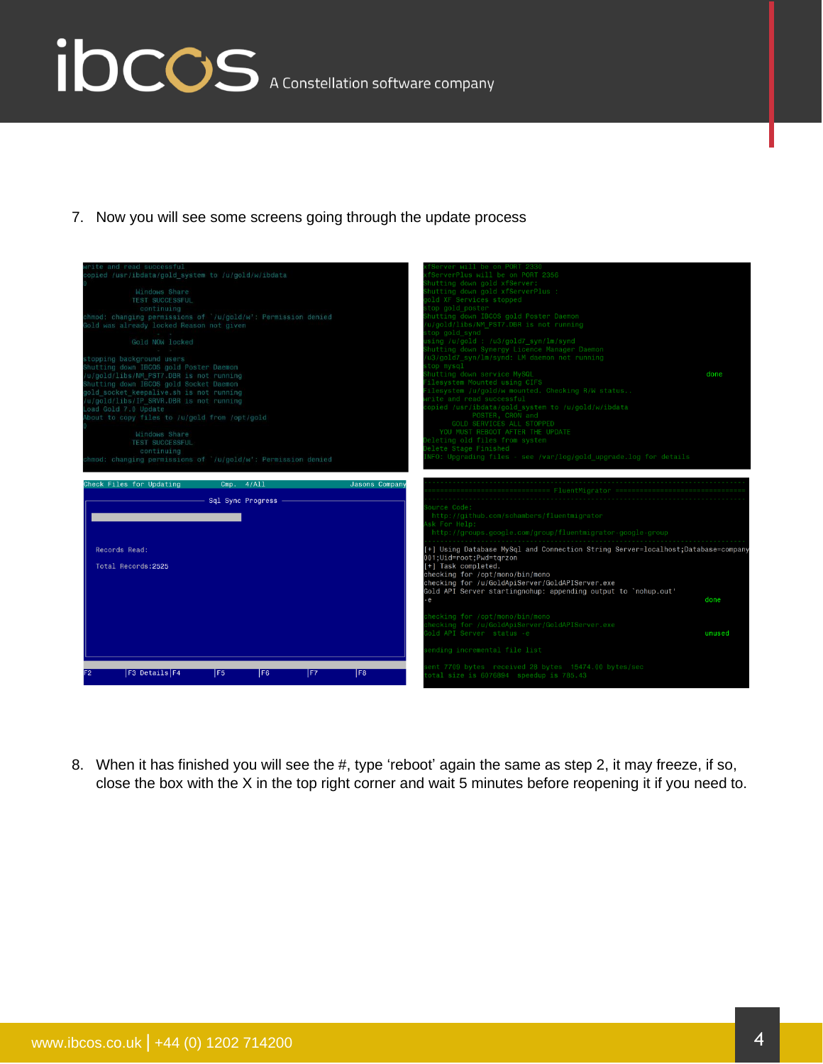7. Now you will see some screens going through the update process

8. When it has finished you will see the #, type 'reboot' again the same as step 2, it may freeze, if so, close the box with the X in the top right corner and wait 5 minutes before reopening it if you need to.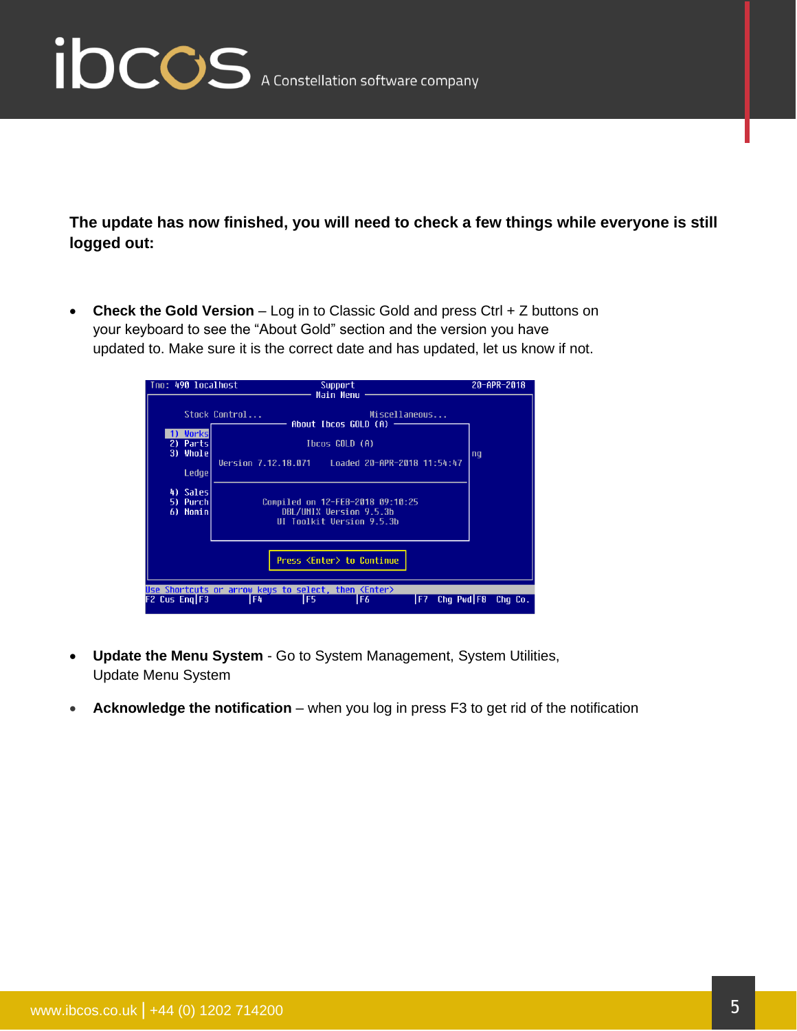**The update has now finished, you will need to check a few things while everyone is still logged out:**

- **Check the Gold Version** – Log in to Classic Gold and press Ctrl + Z buttons on your keyboard to see the "About Gold" section and the version you have updated to. Make sure it is the correct date and has updated, let us know if not.

- **Update the Menu System** - Go to System Management, System Utilities, Update Menu System

- **Acknowledge the notification** – when you log in press F3 to get rid of the notification